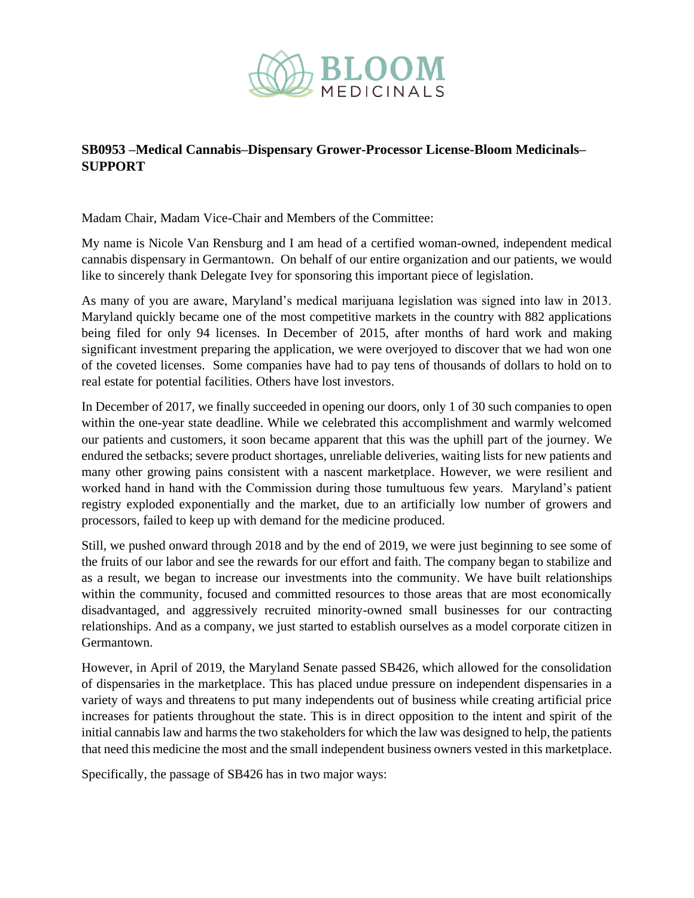**BLOOM MEDICINALS**

**SB0953 –Medical Cannabis–Dispensary Grower-Processor License-Bloom Medicinals–SUPPORT**

Madam Chair, Madam Vice-Chair and Members of the Committee:

My name is Nicole Van Rensburg and I am head of a certified woman-owned, independent medical cannabis dispensary in Germantown. On behalf of our entire organization and our patients, we would like to sincerely thank Delegate Ivey for sponsoring this important piece of legislation.

As many of you are aware, Maryland's medical marijuana legislation was signed into law in 2013. Maryland quickly became one of the most competitive markets in the country with 882 applications being filed for only 94 licenses. In December of 2015, after months of hard work and making significant investment preparing the application, we were overjoyed to discover that we had won one of the coveted licenses. Some companies have had to pay tens of thousands of dollars to hold on to real estate for potential facilities. Others have lost investors.

In December of 2017, we finally succeeded in opening our doors, only 1 of 30 such companies to open within the one-year state deadline. While we celebrated this accomplishment and warmly welcomed our patients and customers, it soon became apparent that this was the uphill part of the journey. We endured the setbacks; severe product shortages, unreliable deliveries, waiting lists for new patients and many other growing pains consistent with a nascent marketplace. However, we were resilient and worked hand in hand with the Commission during those tumultuous few years. Maryland's patient registry exploded exponentially and the market, due to an artificially low number of growers and processors, failed to keep up with demand for the medicine produced.

Still, we pushed onward through 2018 and by the end of 2019, we were just beginning to see some of the fruits of our labor and see the rewards for our effort and faith. The company began to stabilize and as a result, we began to increase our investments into the community. We have built relationships within the community, focused and committed resources to those areas that are most economically disadvantaged, and aggressively recruited minority-owned small businesses for our contracting relationships. And as a company, we just started to establish ourselves as a model corporate citizen in Germantown.

However, in April of 2019, the Maryland Senate passed SB426, which allowed for the consolidation of dispensaries in the marketplace. This has placed undue pressure on independent dispensaries in a variety of ways and threatens to put many independents out of business while creating artificial price increases for patients throughout the state. This is in direct opposition to the intent and spirit of the initial cannabis law and harms the two stakeholders for which the law was designed to help, the patients that need this medicine the most and the small independent business owners vested in this marketplace.

Specifically, the passage of SB426 has in two major ways: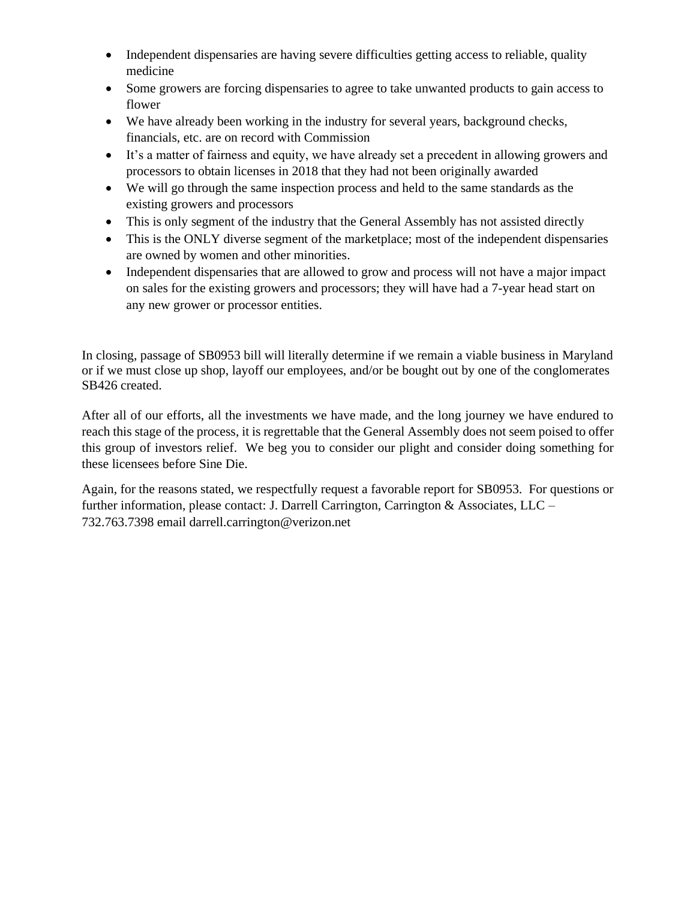- Independent dispensaries are having severe difficulties getting access to reliable, quality medicine
- Some growers are forcing dispensaries to agree to take unwanted products to gain access to flower
- We have already been working in the industry for several years, background checks, financials, etc. are on record with Commission
- It's a matter of fairness and equity, we have already set a precedent in allowing growers and processors to obtain licenses in 2018 that they had not been originally awarded
- We will go through the same inspection process and held to the same standards as the existing growers and processors
- This is only segment of the industry that the General Assembly has not assisted directly
- This is the ONLY diverse segment of the marketplace; most of the independent dispensaries are owned by women and other minorities.
- Independent dispensaries that are allowed to grow and process will not have a major impact on sales for the existing growers and processors; they will have had a 7-year head start on any new grower or processor entities.

In closing, passage of SB0953 bill will literally determine if we remain a viable business in Maryland or if we must close up shop, layoff our employees, and/or be bought out by one of the conglomerates SB426 created.

After all of our efforts, all the investments we have made, and the long journey we have endured to reach this stage of the process, it is regrettable that the General Assembly does not seem poised to offer this group of investors relief. We beg you to consider our plight and consider doing something for these licensees before Sine Die.

Again, for the reasons stated, we respectfully request a favorable report for SB0953. For questions or further information, please contact: J. Darrell Carrington, Carrington & Associates, LLC – 732.763.7398 email darrell.carrington@verizon.net